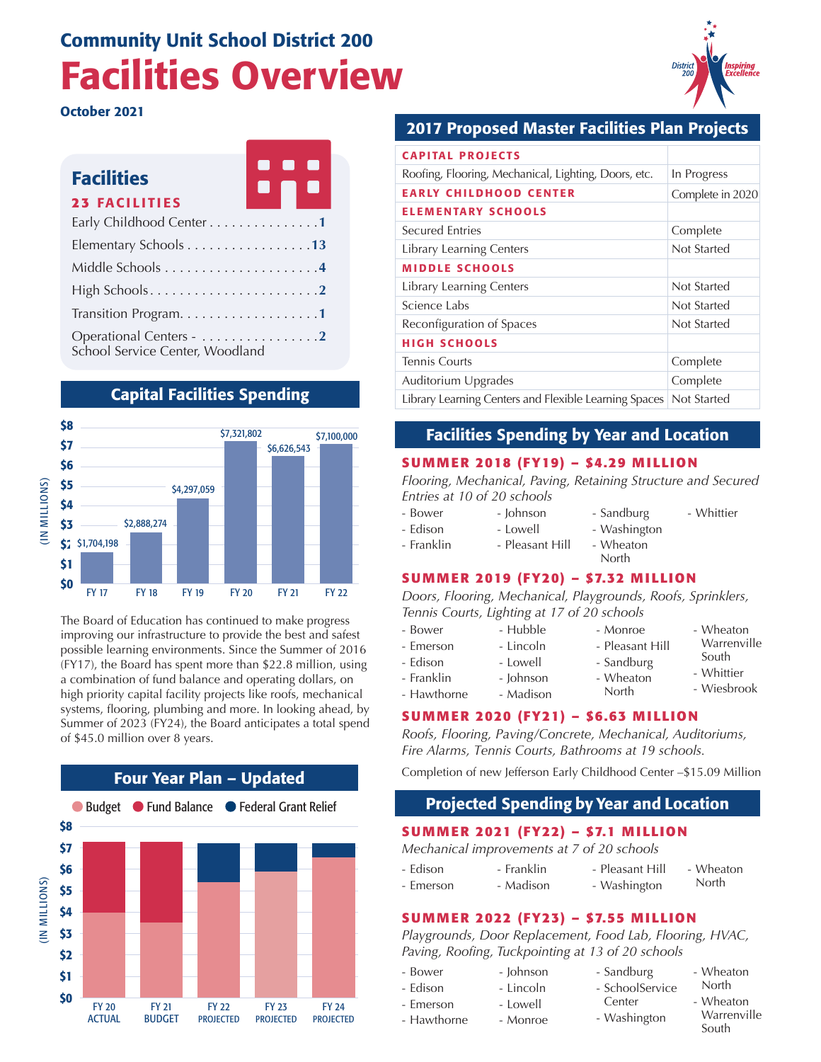# Community Unit School District 200

# Facilities Overview

**October 2021**

## Facilities

**23 FACILITIES**

- Early Childhood Center . . . . . . . . . . . . . . . **1**
- Elementary Schools . . . . . . . . . . . . . . . . **13**
- Middle Schools . . . . . . . . . . . . . . . . . . . . . **4**
- High Schools . . . . . . . . . . . . . . . . . . . . . . . **2**
- Transition Program. . . . . . . . . . . . . . . . . . . **1**
- Operational Centers - School Service Center, Woodland . . . . . . . . . . . . . . . . **2**

## Capital Facilities Spending

(IN MILLIONS)

| Fiscal Year | Spending |
|---|---|
| FY 17 | $1,704,198 |
| FY 18 | $2,888,274 |
| FY 19 | $4,297,059 |
| FY 20 | $7,321,802 |
| FY 21 | $6,626,543 |
| FY 22 | $7,100,000 |

The Board of Education has continued to make progress improving our infrastructure to provide the best and safest possible learning environments. Since the Summer of 2016 (FY17), the Board has spent more than $22.8 million, using a combination of fund balance and operating dollars, on high priority capital facility projects like roofs, mechanical systems, flooring, plumbing and more. In looking ahead, by Summer of 2023 (FY24), the Board anticipates a total spend of $45.0 million over 8 years.

## Four Year Plan – Updated

Budget · Fund Balance · Federal Grant Relief

(IN MILLIONS; $0–$8)

FY 20 ACTUAL · FY 21 BUDGET · FY 22 PROJECTED · FY 23 PROJECTED · FY 24 PROJECTED

## 2017 Proposed Master Facilities Plan Projects

| | |
|---|---|
| **CAPITAL PROJECTS** | |
| Roofing, Flooring, Mechanical, Lighting, Doors, etc. | In Progress |
| **EARLY CHILDHOOD CENTER** | Complete in 2020 |
| **ELEMENTARY SCHOOLS** | |
| Secured Entries | Complete |
| Library Learning Centers | Not Started |
| **MIDDLE SCHOOLS** | |
| Library Learning Centers | Not Started |
| Science Labs | Not Started |
| Reconfiguration of Spaces | Not Started |
| **HIGH SCHOOLS** | |
| Tennis Courts | Complete |
| Auditorium Upgrades | Complete |
| Library Learning Centers and Flexible Learning Spaces | Not Started |

## Facilities Spending by Year and Location

### SUMMER 2018 (FY19) – $4.29 MILLION

*Flooring, Mechanical, Paving, Retaining Structure and Secured Entries at 10 of 20 schools*

- Bower
- Edison
- Franklin
- Johnson
- Lowell
- Pleasant Hill
- Sandburg
- Washington
- Wheaton North
- Whittier

### SUMMER 2019 (FY20) – $7.32 MILLION

*Doors, Flooring, Mechanical, Playgrounds, Roofs, Sprinklers, Tennis Courts, Lighting at 17 of 20 schools*

- Bower
- Emerson
- Edison
- Franklin
- Hawthorne
- Hubble
- Lincoln
- Lowell
- Johnson
- Madison
- Monroe
- Pleasant Hill
- Sandburg
- Wheaton North
- Wheaton Warrenville South
- Whittier
- Wiesbrook

### SUMMER 2020 (FY21) – $6.63 MILLION

*Roofs, Flooring, Paving/Concrete, Mechanical, Auditoriums, Fire Alarms, Tennis Courts, Bathrooms at 19 schools.*

Completion of new Jefferson Early Childhood Center –$15.09 Million

## Projected Spending by Year and Location

### SUMMER 2021 (FY22) – $7.1 MILLION

*Mechanical improvements at 7 of 20 schools*

- Edison
- Emerson
- Franklin
- Madison
- Pleasant Hill
- Washington
- Wheaton North

### SUMMER 2022 (FY23) – $7.55 MILLION

*Playgrounds, Door Replacement, Food Lab, Flooring, HVAC, Paving, Roofing, Tuckpointing at 13 of 20 schools*

- Bower
- Edison
- Emerson
- Hawthorne
- Johnson
- Lincoln
- Lowell
- Monroe
- Sandburg
- SchoolService Center
- Washington
- Wheaton North
- Wheaton Warrenville South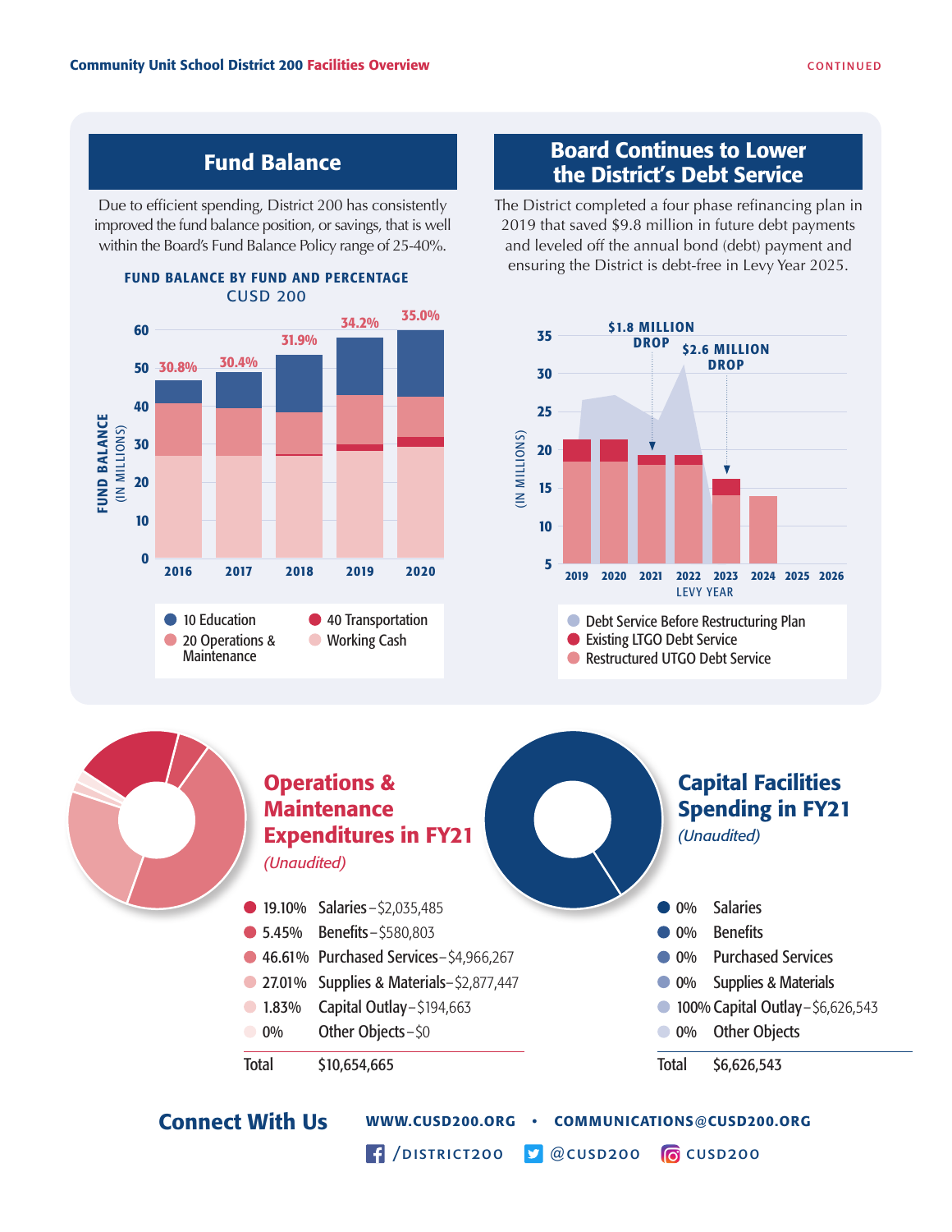## Fund Balance

Due to efficient spending, District 200 has consistently improved the fund balance position, or savings, that is well within the Board's Fund Balance Policy range of 25-40%.

**FUND BALANCE BY FUND AND PERCENTAGE**
CUSD 200

FUND BALANCE (IN MILLIONS)

0, 10, 20, 30, 40, 50, 60

2016: 30.8%
2017: 30.4%
2018: 31.9%
2019: 34.2%
2020: 35.0%

10 Education
20 Operations & Maintenance
40 Transportation
Working Cash

## Board Continues to Lower the District's Debt Service

The District completed a four phase refinancing plan in 2019 that saved $9.8 million in future debt payments and leveled off the annual bond (debt) payment and ensuring the District is debt-free in Levy Year 2025.

$1.8 MILLION DROP
$2.6 MILLION DROP

(IN MILLIONS)

5, 10, 15, 20, 25, 30, 35

2019, 2020, 2021, 2022, 2023, 2024, 2025, 2026

LEVY YEAR

Debt Service Before Restructuring Plan
Existing LTGO Debt Service
Restructured UTGO Debt Service

## Operations & Maintenance Expenditures in FY21

*(Unaudited)*

| | | |
|---|---|---|
| 19.10% | Salaries | $2,035,485 |
| 5.45% | Benefits | $580,803 |
| 46.61% | Purchased Services | $4,966,267 |
| 27.01% | Supplies & Materials | $2,877,447 |
| 1.83% | Capital Outlay | $194,663 |
| 0% | Other Objects | $0 |
| Total | | $10,654,665 |

## Capital Facilities Spending in FY21

*(Unaudited)*

| | | |
|---|---|---|
| 0% | Salaries | |
| 0% | Benefits | |
| 0% | Purchased Services | |
| 0% | Supplies & Materials | |
| 100% | Capital Outlay | $6,626,543 |
| 0% | Other Objects | |
| Total | | $6,626,543 |

## Connect With Us

WWW.CUSD200.ORG • COMMUNICATIONS@CUSD200.ORG

/DISTRICT200 @CUSD200 CUSD200